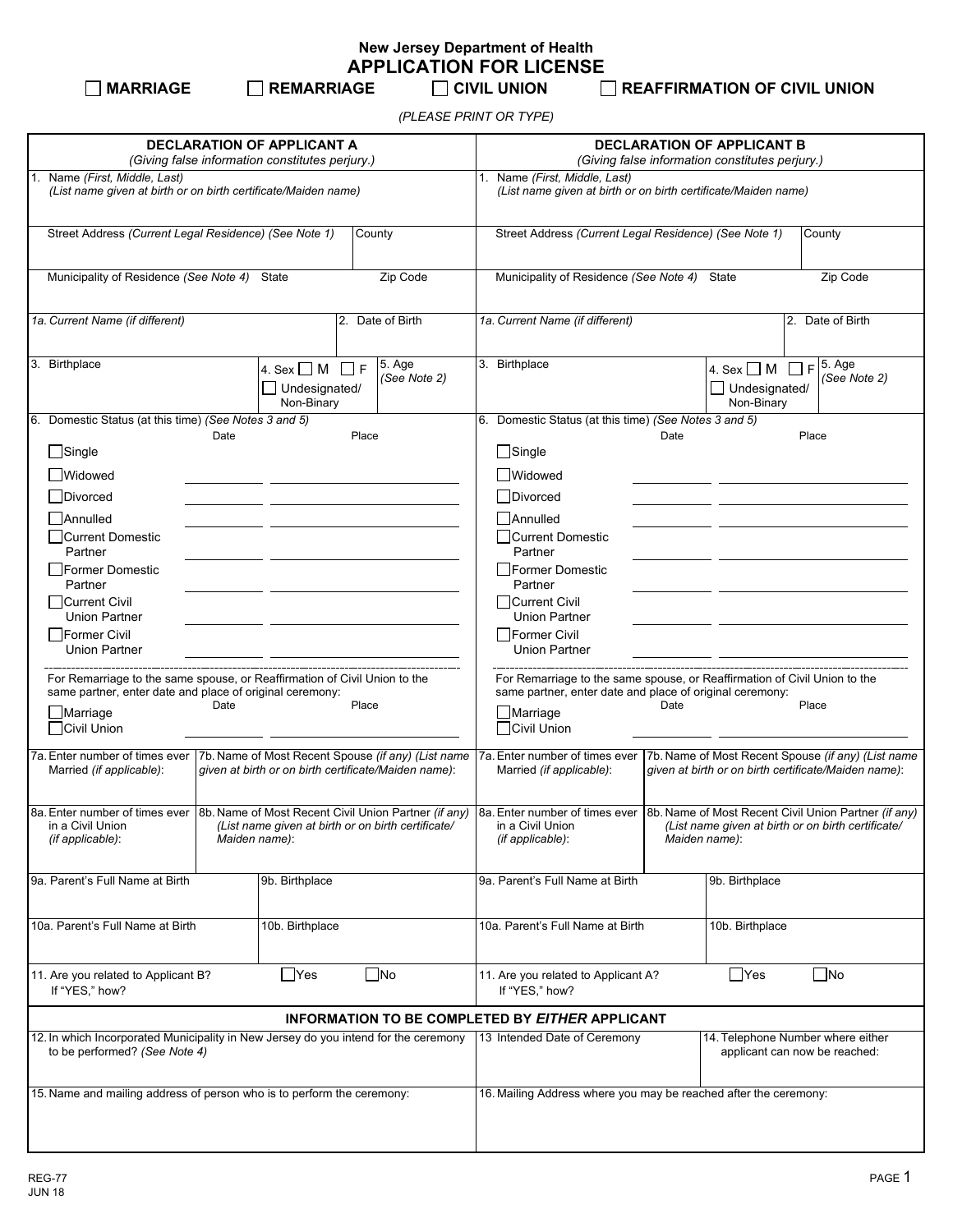**New Jersey Department of Health**

# APPLICATION FOR LICENSE

☐ **MARRIAGE** ☐ **REMARRIAGE** ☐ **CIVIL UNION** ☐ **REAFFIRMATION OF CIVIL UNION**

*(PLEASE PRINT OR TYPE)*

| DECLARATION OF APPLICANT A *(Giving false information constitutes perjury.)* | DECLARATION OF APPLICANT B *(Giving false information constitutes perjury.)* |
|---|---|
| 1. Name *(First, Middle, Last)* *(List name given at birth or on birth certificate/Maiden name)* | 1. Name *(First, Middle, Last)* *(List name given at birth or on birth certificate/Maiden name)* |
| Street Address *(Current Legal Residence) (See Note 1)* / County | Street Address *(Current Legal Residence) (See Note 1)* / County |
| Municipality of Residence *(See Note 4)* / State / Zip Code | Municipality of Residence *(See Note 4)* / State / Zip Code |
| *1a. Current Name (if different)* / 2. Date of Birth | *1a. Current Name (if different)* / 2. Date of Birth |
| 3. Birthplace / 4. Sex ☐ M ☐ F ☐ Undesignated/ Non-Binary / 5. Age *(See Note 2)* | 3. Birthplace / 4. Sex ☐ M ☐ F ☐ Undesignated/ Non-Binary / 5. Age *(See Note 2)* |
| 6. Domestic Status (at this time) *(See Notes 3 and 5)* Date / Place<br>☐ Single<br>☐ Widowed ______ ______<br>☐ Divorced ______ ______<br>☐ Annulled ______ ______<br>☐ Current Domestic Partner ______ ______<br>☐ Former Domestic Partner ______ ______<br>☐ Current Civil Union Partner ______ ______<br>☐ Former Civil Union Partner ______ ______ | 6. Domestic Status (at this time) *(See Notes 3 and 5)* Date / Place<br>☐ Single<br>☐ Widowed ______ ______<br>☐ Divorced ______ ______<br>☐ Annulled ______ ______<br>☐ Current Domestic Partner ______ ______<br>☐ Former Domestic Partner ______ ______<br>☐ Current Civil Union Partner ______ ______<br>☐ Former Civil Union Partner ______ ______ |
| For Remarriage to the same spouse, or Reaffirmation of Civil Union to the same partner, enter date and place of original ceremony: Date / Place<br>☐ Marriage<br>☐ Civil Union ______ ______ | For Remarriage to the same spouse, or Reaffirmation of Civil Union to the same partner, enter date and place of original ceremony: Date / Place<br>☐ Marriage<br>☐ Civil Union ______ ______ |
| 7a. Enter number of times ever Married *(if applicable)*: / 7b. Name of Most Recent Spouse *(if any) (List name given at birth or on birth certificate/Maiden name)*: | 7a. Enter number of times ever Married *(if applicable)*: / 7b. Name of Most Recent Spouse *(if any) (List name given at birth or on birth certificate/Maiden name)*: |
| 8a. Enter number of times ever in a Civil Union *(if applicable)*: / 8b. Name of Most Recent Civil Union Partner *(if any) (List name given at birth or on birth certificate/ Maiden name)*: | 8a. Enter number of times ever in a Civil Union *(if applicable)*: / 8b. Name of Most Recent Civil Union Partner *(if any) (List name given at birth or on birth certificate/ Maiden name)*: |
| 9a. Parent's Full Name at Birth / 9b. Birthplace | 9a. Parent's Full Name at Birth / 9b. Birthplace |
| 10a. Parent's Full Name at Birth / 10b. Birthplace | 10a. Parent's Full Name at Birth / 10b. Birthplace |
| 11. Are you related to Applicant B? ☐ Yes ☐ No<br>If "YES," how? | 11. Are you related to Applicant A? ☐ Yes ☐ No<br>If "YES," how? |

## INFORMATION TO BE COMPLETED BY *EITHER* APPLICANT

| 12. In which Incorporated Municipality in New Jersey do you intend for the ceremony to be performed? *(See Note 4)* | 13 Intended Date of Ceremony | 14. Telephone Number where either applicant can now be reached: |
|---|---|---|
| 15. Name and mailing address of person who is to perform the ceremony: | 16. Mailing Address where you may be reached after the ceremony: | |

REG-77
JUN 18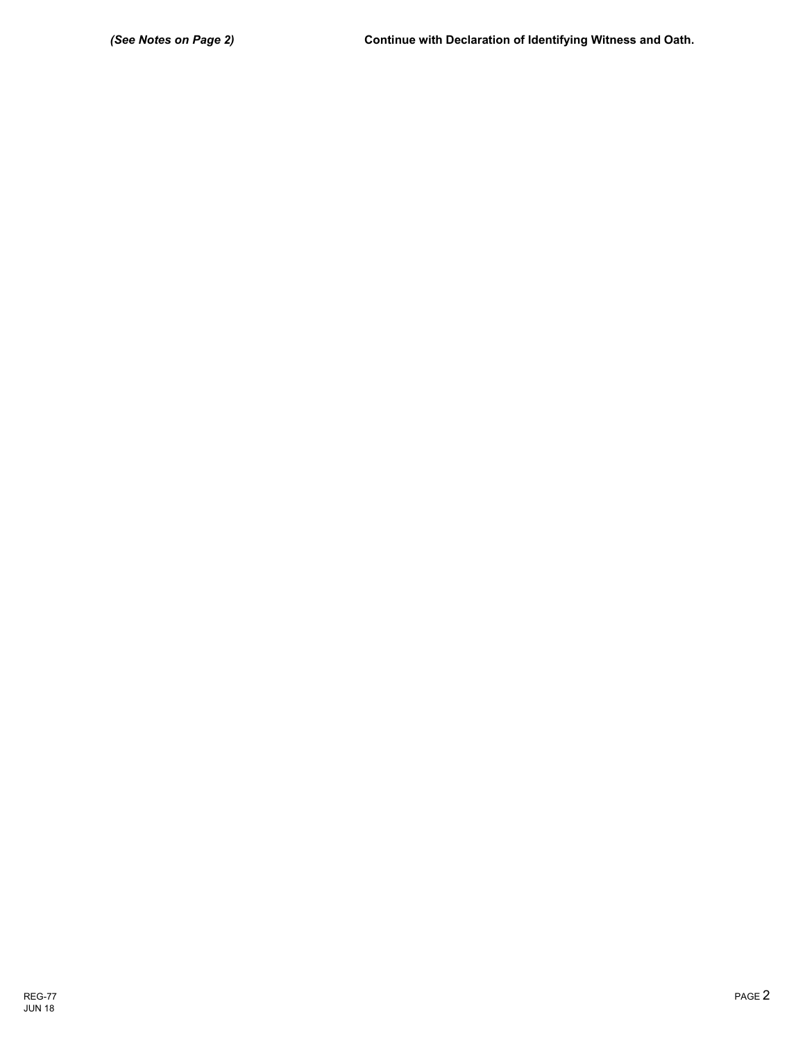*(See Notes on Page 2)*                                        **Continue with Declaration of Identifying Witness and Oath.**

REG-77
JUN 18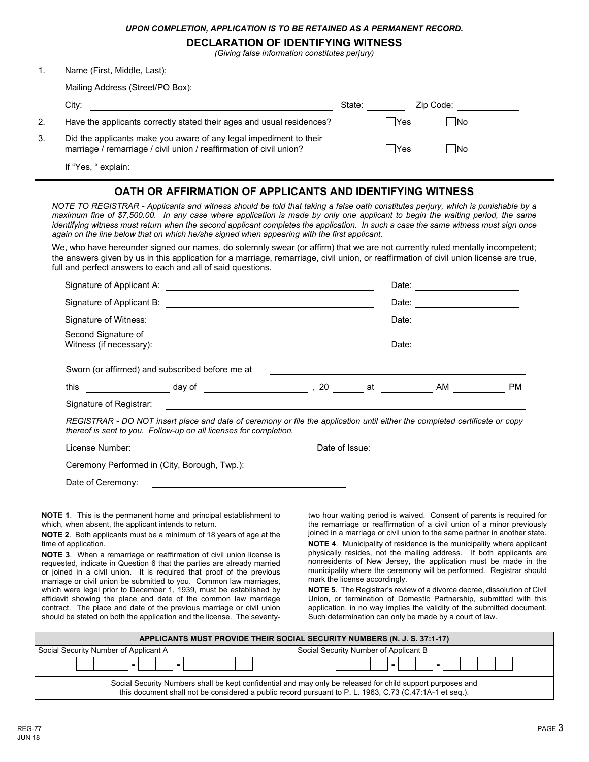*UPON COMPLETION, APPLICATION IS TO BE RETAINED AS A PERMANENT RECORD.*

## DECLARATION OF IDENTIFYING WITNESS

*(Giving false information constitutes perjury)*

1. Name (First, Middle, Last): ______________________

   Mailing Address (Street/PO Box): ______________________

   City: ______________________ State: ________ Zip Code: ____________

2. Have the applicants correctly stated their ages and usual residences? ☐ Yes ☐ No

3. Did the applicants make you aware of any legal impediment to their marriage / remarriage / civil union / reaffirmation of civil union? ☐ Yes ☐ No

   If "Yes, " explain: ______________________

## OATH OR AFFIRMATION OF APPLICANTS AND IDENTIFYING WITNESS

*NOTE TO REGISTRAR - Applicants and witness should be told that taking a false oath constitutes perjury, which is punishable by a maximum fine of $7,500.00. In any case where application is made by only one applicant to begin the waiting period, the same identifying witness must return when the second applicant completes the application. In such a case the same witness must sign once again on the line below that on which he/she signed when appearing with the first applicant.*

We, who have hereunder signed our names, do solemnly swear (or affirm) that we are not currently ruled mentally incompetent; the answers given by us in this application for a marriage, remarriage, civil union, or reaffirmation of civil union license are true, full and perfect answers to each and all of said questions.

Signature of Applicant A: ______________________ Date: ____________

Signature of Applicant B: ______________________ Date: ____________

Signature of Witness: ______________________ Date: ____________

Second Signature of Witness (if necessary): ______________________ Date: ____________

Sworn (or affirmed) and subscribed before me at ______________________

this ____________ day of ______________, 20 _____ at ________ AM ________ PM

Signature of Registrar: ______________________

*REGISTRAR - DO NOT insert place and date of ceremony or file the application until either the completed certificate or copy thereof is sent to you. Follow-up on all licenses for completion.*

License Number: ______________________ Date of Issue: ______________________

Ceremony Performed in (City, Borough, Twp.): ______________________

Date of Ceremony: ______________________

**NOTE 1**. This is the permanent home and principal establishment to which, when absent, the applicant intends to return.

**NOTE 2**. Both applicants must be a minimum of 18 years of age at the time of application.

**NOTE 3**. When a remarriage or reaffirmation of civil union license is requested, indicate in Question 6 that the parties are already married or joined in a civil union. It is required that proof of the previous marriage or civil union be submitted to you. Common law marriages, which were legal prior to December 1, 1939, must be established by affidavit showing the place and date of the common law marriage contract. The place and date of the previous marriage or civil union should be stated on both the application and the license. The seventy-two hour waiting period is waived. Consent of parents is required for the remarriage or reaffirmation of a civil union of a minor previously joined in a marriage or civil union to the same partner in another state.

**NOTE 4**. Municipality of residence is the municipality where applicant physically resides, not the mailing address. If both applicants are nonresidents of New Jersey, the application must be made in the municipality where the ceremony will be performed. Registrar should mark the license accordingly.

**NOTE 5**. The Registrar's review of a divorce decree, dissolution of Civil Union, or termination of Domestic Partnership, submitted with this application, in no way implies the validity of the submitted document. Such determination can only be made by a court of law.

| APPLICANTS MUST PROVIDE THEIR SOCIAL SECURITY NUMBERS (N. J. S. 37:1-17) | |
|---|---|
| Social Security Number of Applicant A<br>___ ___ ___ - ___ ___ - ___ ___ ___ ___ | Social Security Number of Applicant B<br>___ ___ ___ - ___ ___ - ___ ___ ___ ___ |
| Social Security Numbers shall be kept confidential and may only be released for child support purposes and this document shall not be considered a public record pursuant to P. L. 1963, C.73 (C.47:1A-1 et seq.). | |

REG-77
JUN 18